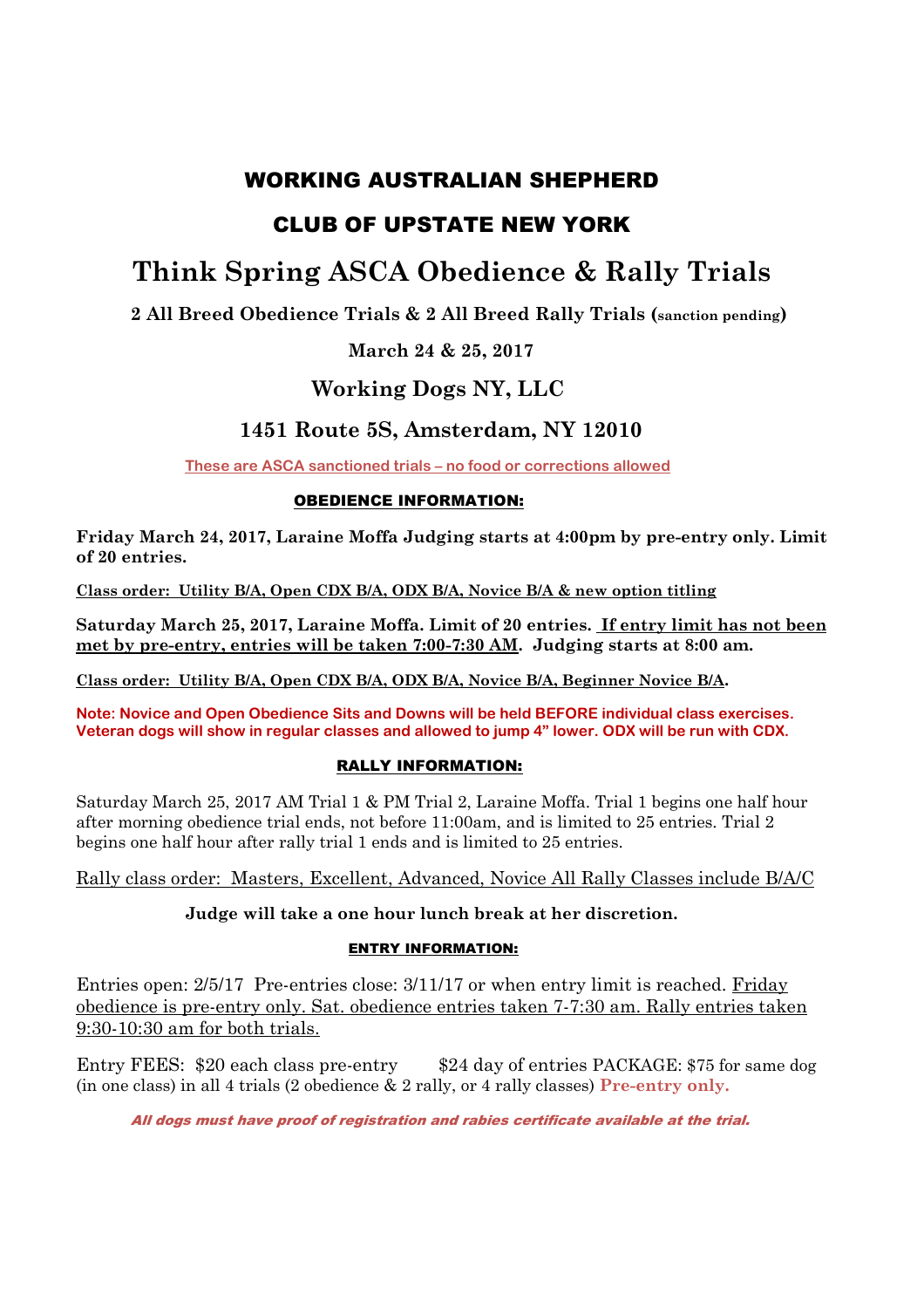# WORKING AUSTRALIAN SHEPHERD

# CLUB OF UPSTATE NEW YORK

# Think Spring ASCA Obedience & Rally Trials

**2 All Breed Obedience Trials & 2 All Breed Rally Trials (sanction pending)**

**March 24 & 25, 2017**

## Working Dogs NY, LLC

## 1451 Route 5S, Amsterdam, NY 12010

These are ASCA sanctioned trials – no food or corrections allowed

### OBEDIENCE INFORMATION:

**Friday March 24, 2017, Laraine Moffa Judging starts at 4:00pm by pre-entry only. Limit of 20 entries.**

**Class order: Utility B/A, Open CDX B/A, ODX B/A, Novice B/A & new option titling**

**Saturday March 25, 2017, Laraine Moffa. Limit of 20 entries. If entry limit has not been met by pre-entry, entries will be taken 7:00-7:30 AM. Judging starts at 8:00 am.**

**Class order: Utility B/A, Open CDX B/A, ODX B/A, Novice B/A, Beginner Novice B/A.**

**Note: Novice and Open Obedience Sits and Downs will be held BEFORE individual class exercises. Veteran dogs will show in regular classes and allowed to jump 4" lower. ODX will be run with CDX.**

### RALLY INFORMATION:

Saturday March 25, 2017 AM Trial 1 & PM Trial 2, Laraine Moffa. Trial 1 begins one half hour after morning obedience trial ends, not before 11:00am, and is limited to 25 entries. Trial 2 begins one half hour after rally trial 1 ends and is limited to 25 entries.

Rally class order: Masters, Excellent, Advanced, Novice All Rally Classes include B/A/C

**Judge will take a one hour lunch break at her discretion.**

### ENTRY INFORMATION:

Entries open: 2/5/17 Pre-entries close: 3/11/17 or when entry limit is reached. Friday obedience is pre-entry only. Sat. obedience entries taken 7-7:30 am. Rally entries taken 9:30-10:30 am for both trials.

Entry FEES: $20 each class pre-entry $24 day of entries PACKAGE: $75 for same dog (in one class) in all 4 trials (2 obedience & 2 rally, or 4 rally classes) **Pre-entry only.**

***All dogs must have proof of registration and rabies certificate available at the trial.***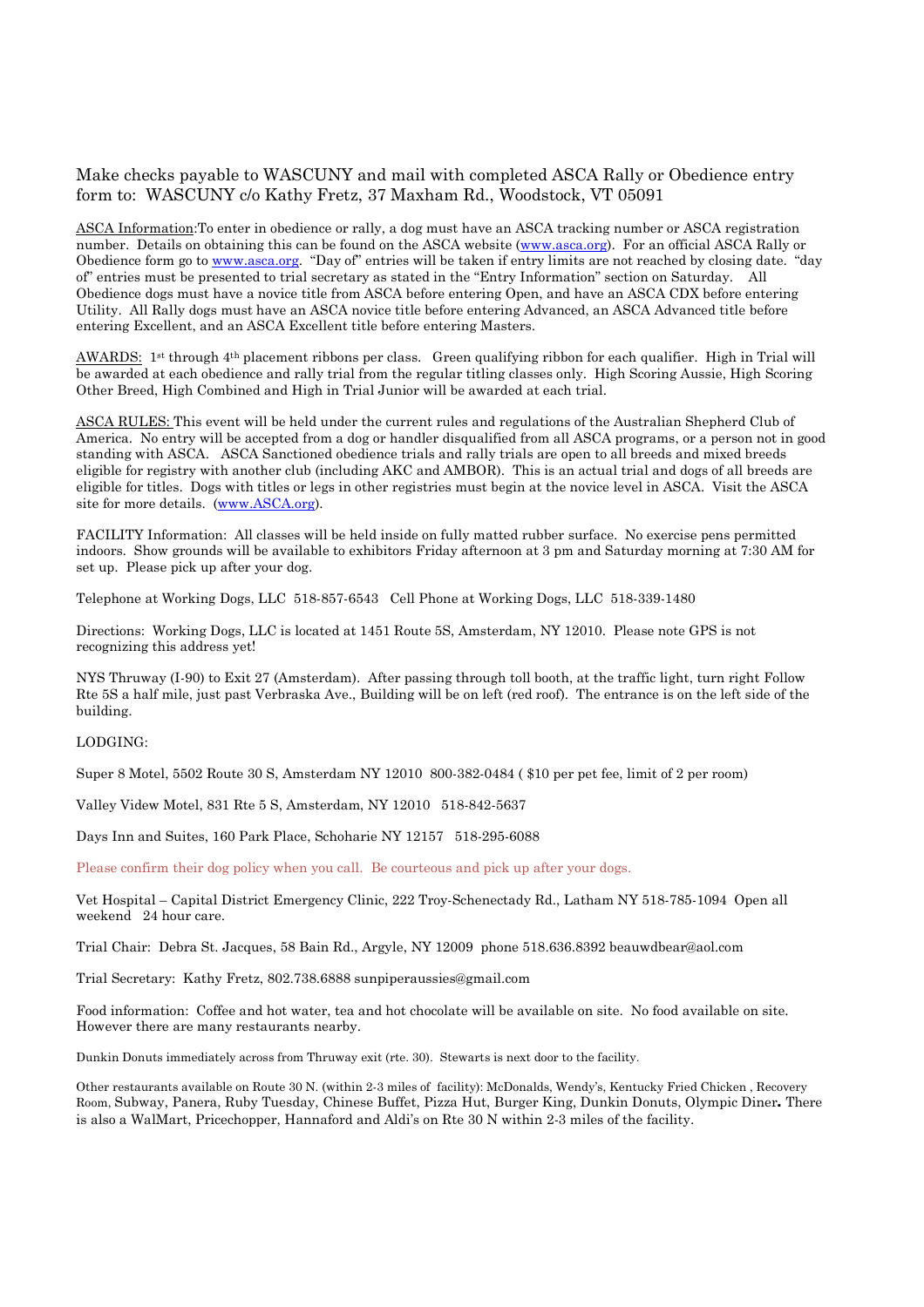Make checks payable to WASCUNY and mail with completed ASCA Rally or Obedience entry form to: WASCUNY c/o Kathy Fretz, 37 Maxham Rd., Woodstock, VT 05091

ASCA Information:To enter in obedience or rally, a dog must have an ASCA tracking number or ASCA registration number. Details on obtaining this can be found on the ASCA website (www.asca.org). For an official ASCA Rally or Obedience form go to www.asca.org. "Day of" entries will be taken if entry limits are not reached by closing date. "day of" entries must be presented to trial secretary as stated in the "Entry Information" section on Saturday. All Obedience dogs must have a novice title from ASCA before entering Open, and have an ASCA CDX before entering Utility. All Rally dogs must have an ASCA novice title before entering Advanced, an ASCA Advanced title before entering Excellent, and an ASCA Excellent title before entering Masters.

AWARDS: 1st through 4th placement ribbons per class. Green qualifying ribbon for each qualifier. High in Trial will be awarded at each obedience and rally trial from the regular titling classes only. High Scoring Aussie, High Scoring Other Breed, High Combined and High in Trial Junior will be awarded at each trial.

ASCA RULES: This event will be held under the current rules and regulations of the Australian Shepherd Club of America. No entry will be accepted from a dog or handler disqualified from all ASCA programs, or a person not in good standing with ASCA. ASCA Sanctioned obedience trials and rally trials are open to all breeds and mixed breeds eligible for registry with another club (including AKC and AMBOR). This is an actual trial and dogs of all breeds are eligible for titles. Dogs with titles or legs in other registries must begin at the novice level in ASCA. Visit the ASCA site for more details. (www.ASCA.org).

FACILITY Information: All classes will be held inside on fully matted rubber surface. No exercise pens permitted indoors. Show grounds will be available to exhibitors Friday afternoon at 3 pm and Saturday morning at 7:30 AM for set up. Please pick up after your dog.

Telephone at Working Dogs, LLC 518-857-6543 Cell Phone at Working Dogs, LLC 518-339-1480

Directions: Working Dogs, LLC is located at 1451 Route 5S, Amsterdam, NY 12010. Please note GPS is not recognizing this address yet!

NYS Thruway (I-90) to Exit 27 (Amsterdam). After passing through toll booth, at the traffic light, turn right Follow Rte 5S a half mile, just past Verbraska Ave., Building will be on left (red roof). The entrance is on the left side of the building.

LODGING:

Super 8 Motel, 5502 Route 30 S, Amsterdam NY 12010 800-382-0484 ( $10 per pet fee, limit of 2 per room)

Valley Videw Motel, 831 Rte 5 S, Amsterdam, NY 12010 518-842-5637

Days Inn and Suites, 160 Park Place, Schoharie NY 12157 518-295-6088

Please confirm their dog policy when you call. Be courteous and pick up after your dogs.

Vet Hospital – Capital District Emergency Clinic, 222 Troy-Schenectady Rd., Latham NY 518-785-1094 Open all weekend 24 hour care.

Trial Chair: Debra St. Jacques, 58 Bain Rd., Argyle, NY 12009 phone 518.636.8392 beauwdbear@aol.com

Trial Secretary: Kathy Fretz, 802.738.6888 sunpiperaussies@gmail.com

Food information: Coffee and hot water, tea and hot chocolate will be available on site. No food available on site. However there are many restaurants nearby.

Dunkin Donuts immediately across from Thruway exit (rte. 30). Stewarts is next door to the facility.

Other restaurants available on Route 30 N. (within 2-3 miles of facility): McDonalds, Wendy's, Kentucky Fried Chicken , Recovery Room, Subway, Panera, Ruby Tuesday, Chinese Buffet, Pizza Hut, Burger King, Dunkin Donuts, Olympic Diner**.** There is also a WalMart, Pricechopper, Hannaford and Aldi's on Rte 30 N within 2-3 miles of the facility.